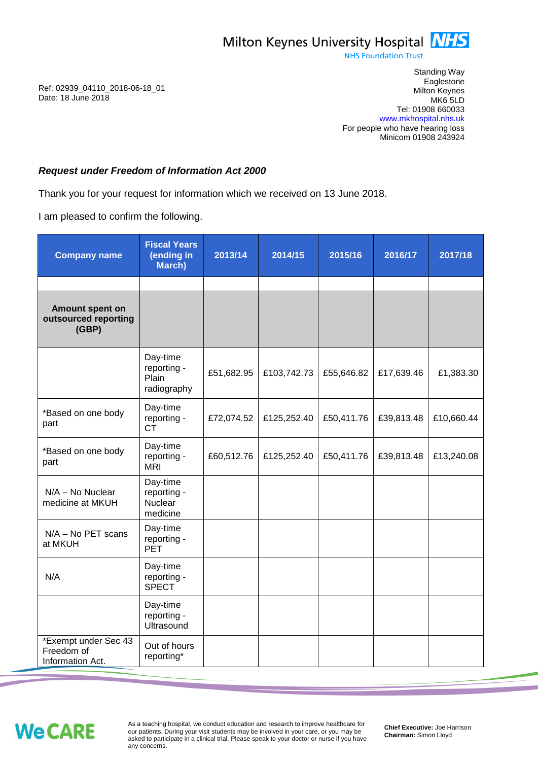Milton Keynes University Hospital NHS
NHS Foundation Trust

Standing Way
Eaglestone
Milton Keynes
MK6 5LD
Tel: 01908 660033
www.mkhospital.nhs.uk
For people who have hearing loss
Minicom 01908 243924

Ref: 02939_04110_2018-06-18_01
Date: 18 June 2018

***Request under Freedom of Information Act 2000***

Thank you for your request for information which we received on 13 June 2018.

I am pleased to confirm the following.

| Company name | Fiscal Years (ending in March) | 2013/14 | 2014/15 | 2015/16 | 2016/17 | 2017/18 |
|---|---|---|---|---|---|---|
| | | | | | | |
| **Amount spent on outsourced reporting (GBP)** | | | | | | |
| | Day-time reporting - Plain radiography | £51,682.95 | £103,742.73 | £55,646.82 | £17,639.46 | £1,383.30 |
| *Based on one body part | Day-time reporting - CT | £72,074.52 | £125,252.40 | £50,411.76 | £39,813.48 | £10,660.44 |
| *Based on one body part | Day-time reporting - MRI | £60,512.76 | £125,252.40 | £50,411.76 | £39,813.48 | £13,240.08 |
| N/A – No Nuclear medicine at MKUH | Day-time reporting - Nuclear medicine | | | | | |
| N/A – No PET scans at MKUH | Day-time reporting - PET | | | | | |
| N/A | Day-time reporting - SPECT | | | | | |
| | Day-time reporting - Ultrasound | | | | | |
| *Exempt under Sec 43 Freedom of Information Act. | Out of hours reporting* | | | | | |

We CARE

As a teaching hospital, we conduct education and research to improve healthcare for our patients. During your visit students may be involved in your care, or you may be asked to participate in a clinical trial. Please speak to your doctor or nurse if you have any concerns.

**Chief Executive:** Joe Harrison
**Chairman:** Simon Lloyd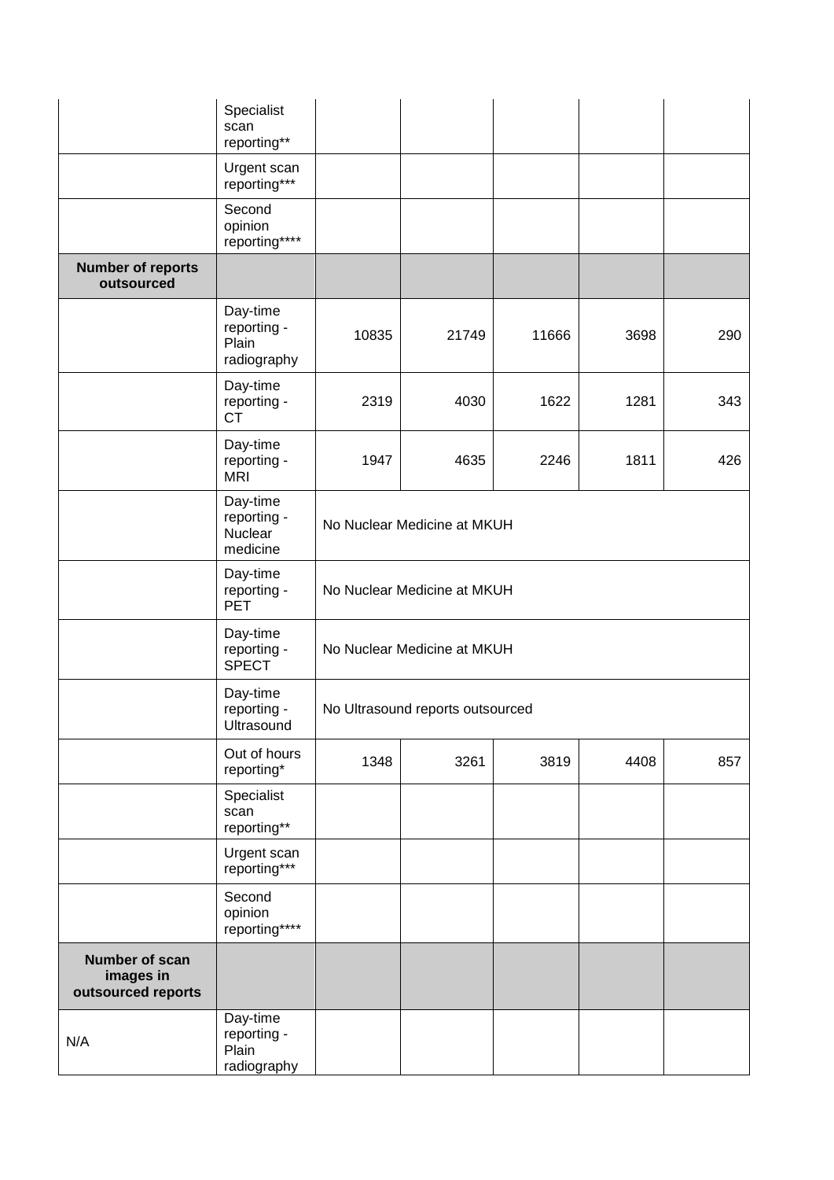| | | | | | | |
|---|---|---|---|---|---|---|
| | Specialist scan reporting** | | | | | |
| | Urgent scan reporting*** | | | | | |
| | Second opinion reporting**** | | | | | |
| **Number of reports outsourced** | | | | | | |
| | Day-time reporting - Plain radiography | 10835 | 21749 | 11666 | 3698 | 290 |
| | Day-time reporting - CT | 2319 | 4030 | 1622 | 1281 | 343 |
| | Day-time reporting - MRI | 1947 | 4635 | 2246 | 1811 | 426 |
| | Day-time reporting - Nuclear medicine | No Nuclear Medicine at MKUH | | | | |
| | Day-time reporting - PET | No Nuclear Medicine at MKUH | | | | |
| | Day-time reporting - SPECT | No Nuclear Medicine at MKUH | | | | |
| | Day-time reporting - Ultrasound | No Ultrasound reports outsourced | | | | |
| | Out of hours reporting* | 1348 | 3261 | 3819 | 4408 | 857 |
| | Specialist scan reporting** | | | | | |
| | Urgent scan reporting*** | | | | | |
| | Second opinion reporting**** | | | | | |
| **Number of scan images in outsourced reports** | | | | | | |
| N/A | Day-time reporting - Plain radiography | | | | | |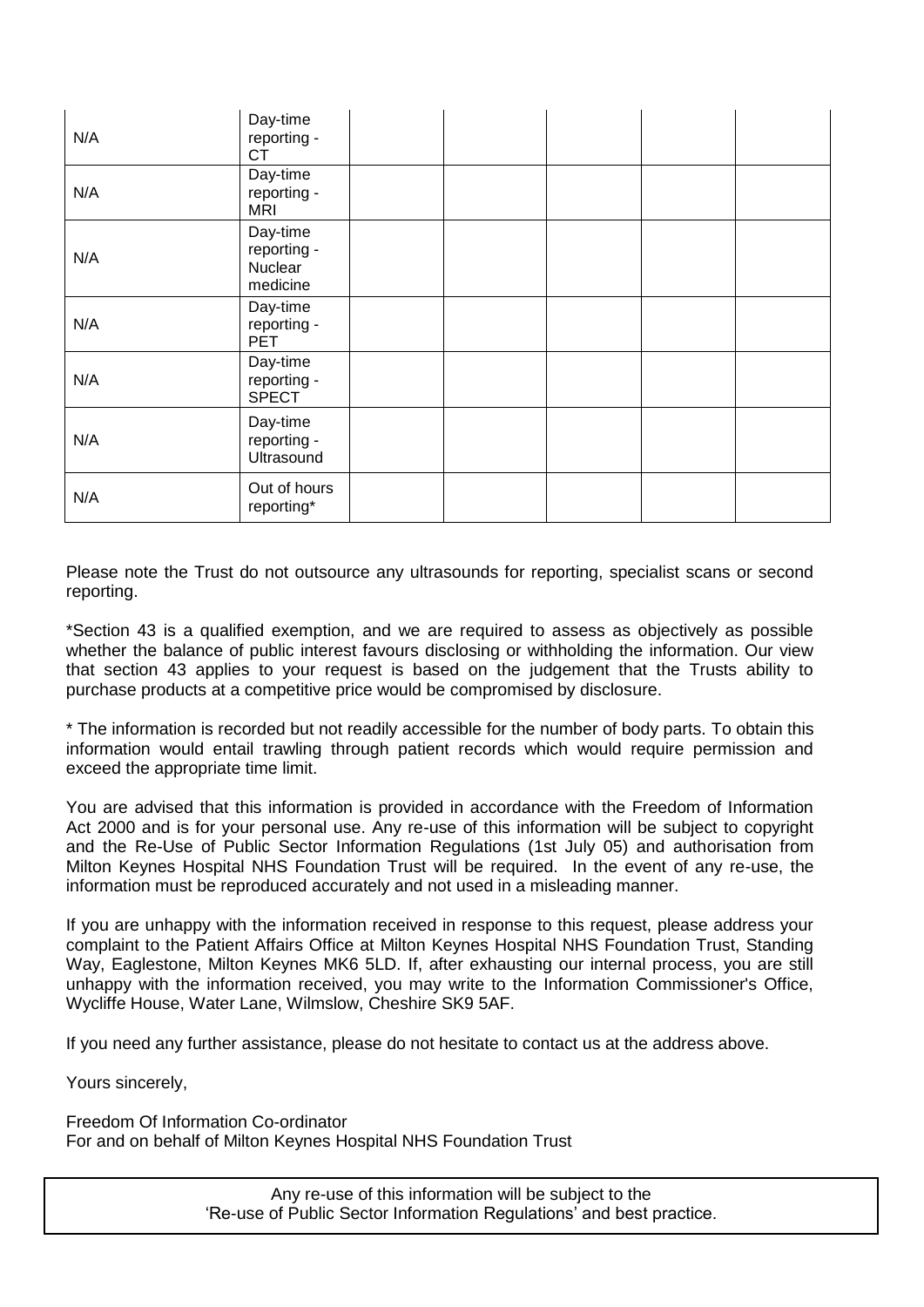| | | | | | | |
|---|---|---|---|---|---|---|
| N/A | Day-time reporting - CT | | | | | |
| N/A | Day-time reporting - MRI | | | | | |
| N/A | Day-time reporting - Nuclear medicine | | | | | |
| N/A | Day-time reporting - PET | | | | | |
| N/A | Day-time reporting - SPECT | | | | | |
| N/A | Day-time reporting - Ultrasound | | | | | |
| N/A | Out of hours reporting* | | | | | |

Please note the Trust do not outsource any ultrasounds for reporting, specialist scans or second reporting.

*Section 43 is a qualified exemption, and we are required to assess as objectively as possible whether the balance of public interest favours disclosing or withholding the information. Our view that section 43 applies to your request is based on the judgement that the Trusts ability to purchase products at a competitive price would be compromised by disclosure.

* The information is recorded but not readily accessible for the number of body parts. To obtain this information would entail trawling through patient records which would require permission and exceed the appropriate time limit.

You are advised that this information is provided in accordance with the Freedom of Information Act 2000 and is for your personal use. Any re-use of this information will be subject to copyright and the Re-Use of Public Sector Information Regulations (1st July 05) and authorisation from Milton Keynes Hospital NHS Foundation Trust will be required. In the event of any re-use, the information must be reproduced accurately and not used in a misleading manner.

If you are unhappy with the information received in response to this request, please address your complaint to the Patient Affairs Office at Milton Keynes Hospital NHS Foundation Trust, Standing Way, Eaglestone, Milton Keynes MK6 5LD. If, after exhausting our internal process, you are still unhappy with the information received, you may write to the Information Commissioner's Office, Wycliffe House, Water Lane, Wilmslow, Cheshire SK9 5AF.

If you need any further assistance, please do not hesitate to contact us at the address above.

Yours sincerely,

Freedom Of Information Co-ordinator
For and on behalf of Milton Keynes Hospital NHS Foundation Trust

Any re-use of this information will be subject to the 'Re-use of Public Sector Information Regulations' and best practice.